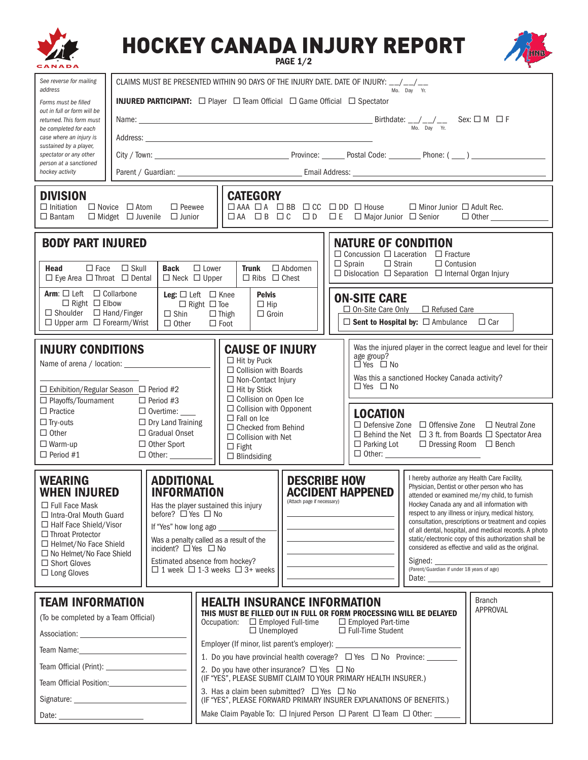# HOCKEY CANADA INJURY REPORT

**PAGE 1/2**

*See reverse for mailing address*

*Forms must be filled out in full or form will be returned. This form must be completed for each case where an injury is sustained by a player, spectator or any other person at a sanctioned hockey activity*

CLAIMS MUST BE PRESENTED WITHIN 90 DAYS OF THE INJURY DATE. DATE OF INJURY: __/__/__ (Mo. Day Yr.)

**INJURED PARTICIPANT:** ☐ Player ☐ Team Official ☐ Game Official ☐ Spectator

Name: ______________________ Birthdate: __/__/__ (Mo. Day Yr.) Sex: ☐ M ☐ F

Address: ______________________

City / Town: ______________ Province: ______ Postal Code: ________ Phone: ( ___ ) ____________

Parent / Guardian: ______________________ Email Address: ______________________

## DIVISION

☐ Initiation ☐ Novice ☐ Atom ☐ Peewee
☐ Bantam ☐ Midget ☐ Juvenile ☐ Junior

## CATEGORY

☐ AAA ☐ A ☐ BB ☐ CC ☐ DD ☐ House ☐ Minor Junior ☐ Adult Rec.
☐ AA ☐ B ☐ C ☐ D ☐ E ☐ Major Junior ☐ Senior ☐ Other ______

## BODY PART INJURED

**Head** ☐ Face ☐ Skull ☐ Eye Area ☐ Throat ☐ Dental

**Back** ☐ Lower ☐ Neck ☐ Upper

**Trunk** ☐ Abdomen ☐ Ribs ☐ Chest

**Arm:** ☐ Left ☐ Right ☐ Collarbone ☐ Elbow ☐ Shoulder ☐ Hand/Finger ☐ Upper arm ☐ Forearm/Wrist

**Leg:** ☐ Left ☐ Right ☐ Knee ☐ Toe ☐ Shin ☐ Thigh ☐ Other ☐ Foot

**Pelvis** ☐ Hip ☐ Groin

## NATURE OF CONDITION

☐ Concussion ☐ Laceration ☐ Fracture
☐ Sprain ☐ Strain ☐ Contusion
☐ Dislocation ☐ Separation ☐ Internal Organ Injury

## ON-SITE CARE

☐ On-Site Care Only ☐ Refused Care

☐ **Sent to Hospital by:** ☐ Ambulance ☐ Car

## INJURY CONDITIONS

Name of arena / location: ______________________

☐ Exhibition/Regular Season ☐ Period #2
☐ Playoffs/Tournament ☐ Period #3
☐ Practice ☐ Overtime: ____
☐ Try-outs ☐ Dry Land Training
☐ Other ☐ Gradual Onset
☐ Warm-up ☐ Other Sport
☐ Period #1 ☐ Other: ________

## CAUSE OF INJURY

☐ Hit by Puck
☐ Collision with Boards
☐ Non-Contact Injury
☐ Hit by Stick
☐ Collision on Open Ice
☐ Collision with Opponent
☐ Fall on Ice
☐ Checked from Behind
☐ Collision with Net
☐ Fight
☐ Blindsiding

Was the injured player in the correct league and level for their age group? ☐ Yes ☐ No

Was this a sanctioned Hockey Canada activity? ☐ Yes ☐ No

## LOCATION

☐ Defensive Zone ☐ Offensive Zone ☐ Neutral Zone
☐ Behind the Net ☐ 3 ft. from Boards ☐ Spectator Area
☐ Parking Lot ☐ Dressing Room ☐ Bench
☐ Other: ______________

## WEARING WHEN INJURED

☐ Full Face Mask
☐ Intra-Oral Mouth Guard
☐ Half Face Shield/Visor
☐ Throat Protector
☐ Helmet/No Face Shield
☐ No Helmet/No Face Shield
☐ Short Gloves
☐ Long Gloves

## ADDITIONAL INFORMATION

Has the player sustained this injury before? ☐ Yes ☐ No

If "Yes" how long ago ______

Was a penalty called as a result of the incident? ☐ Yes ☐ No

Estimated absence from hockey?
☐ 1 week ☐ 1-3 weeks ☐ 3+ weeks

## DESCRIBE HOW ACCIDENT HAPPENED

(Attach page if necessary)

______________________

______________________

______________________

______________________

______________________

I hereby authorize any Health Care Facility, Physician, Dentist or other person who has attended or examined me/my child, to furnish Hockey Canada any and all information with respect to any illness or injury, medical history, consultation, prescriptions or treatment and copies of all dental, hospital, and medical records. A photo static/electronic copy of this authorization shall be considered as effective and valid as the original.

Signed: ______________________
(Parent/Guardian if under 18 years of age)

Date: ______________________

## TEAM INFORMATION

(To be completed by a Team Official)

Association: ______________________

Team Name: ______________________

Team Official (Print): ______________________

Team Official Position: ______________________

Signature: ______________________

Date: ______________________

## HEALTH INSURANCE INFORMATION

**THIS MUST BE FILLED OUT IN FULL OR FORM PROCESSING WILL BE DELAYED**

Occupation: ☐ Employed Full-time ☐ Employed Part-time ☐ Unemployed ☐ Full-Time Student

Employer (If minor, list parent's employer): ______________________

1. Do you have provincial health coverage? ☐ Yes ☐ No Province: ______
2. Do you have other insurance? ☐ Yes ☐ No (IF "YES", PLEASE SUBMIT CLAIM TO YOUR PRIMARY HEALTH INSURER.)
3. Has a claim been submitted? ☐ Yes ☐ No (IF "YES", PLEASE FORWARD PRIMARY INSURER EXPLANATIONS OF BENEFITS.)

Make Claim Payable To: ☐ Injured Person ☐ Parent ☐ Team ☐ Other: ______

Branch APPROVAL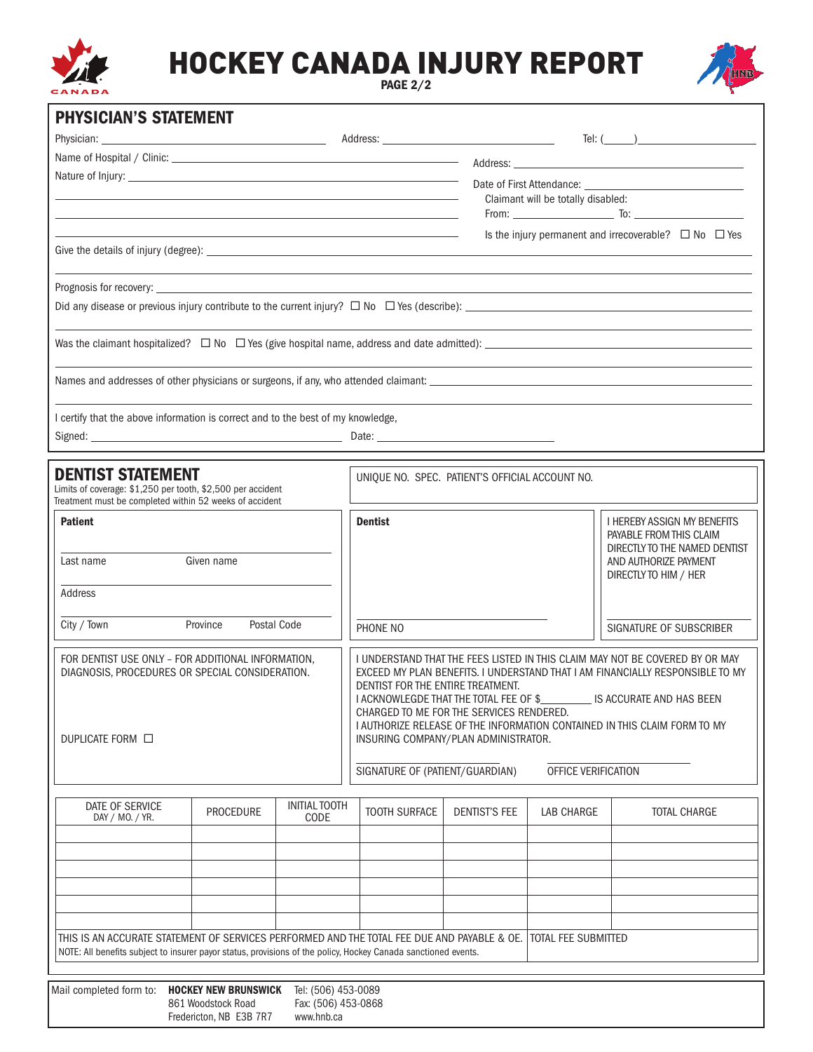# HOCKEY CANADA INJURY REPORT

**PAGE 2/2**

## PHYSICIAN'S STATEMENT

Physician: ______________________ Address: ______________________ Tel: (____) ______________

Name of Hospital / Clinic: ______________________ Address: ______________________

Nature of Injury: ______________________

Date of First Attendance: ______________________

Claimant will be totally disabled:
From: ______________ To: ______________

Is the injury permanent and irrecoverable? ☐ No ☐ Yes

Give the details of injury (degree): ______________________

Prognosis for recovery: ______________________

Did any disease or previous injury contribute to the current injury? ☐ No ☐ Yes (describe): ______________________

Was the claimant hospitalized? ☐ No ☐ Yes (give hospital name, address and date admitted): ______________________

Names and addresses of other physicians or surgeons, if any, who attended claimant: ______________________

I certify that the above information is correct and to the best of my knowledge,

Signed: ______________________ Date: ______________________

## DENTIST STATEMENT

Limits of coverage: $1,250 per tooth, $2,500 per accident
Treatment must be completed within 52 weeks of accident

UNIQUE NO. SPEC. PATIENT'S OFFICIAL ACCOUNT NO.

**Patient**

Last name ______ Given name ______

Address ______

City / Town ______ Province ______ Postal Code ______

**Dentist**

PHONE NO ______

I HEREBY ASSIGN MY BENEFITS PAYABLE FROM THIS CLAIM DIRECTLY TO THE NAMED DENTIST AND AUTHORIZE PAYMENT DIRECTLY TO HIM / HER

SIGNATURE OF SUBSCRIBER ______

FOR DENTIST USE ONLY – FOR ADDITIONAL INFORMATION, DIAGNOSIS, PROCEDURES OR SPECIAL CONSIDERATION.

DUPLICATE FORM ☐

I UNDERSTAND THAT THE FEES LISTED IN THIS CLAIM MAY NOT BE COVERED BY OR MAY EXCEED MY PLAN BENEFITS. I UNDERSTAND THAT I AM FINANCIALLY RESPONSIBLE TO MY DENTIST FOR THE ENTIRE TREATMENT.
I ACKNOWLEGDE THAT THE TOTAL FEE OF $__________ IS ACCURATE AND HAS BEEN CHARGED TO ME FOR THE SERVICES RENDERED.
I AUTHORIZE RELEASE OF THE INFORMATION CONTAINED IN THIS CLAIM FORM TO MY INSURING COMPANY/PLAN ADMINISTRATOR.

SIGNATURE OF (PATIENT/GUARDIAN) ______ OFFICE VERIFICATION ______

| DATE OF SERVICE DAY / MO. / YR. | PROCEDURE | INITIAL TOOTH CODE | TOOTH SURFACE | DENTIST'S FEE | LAB CHARGE | TOTAL CHARGE |
|---|---|---|---|---|---|---|
| | | | | | | |
| | | | | | | |
| | | | | | | |
| | | | | | | |
| | | | | | | |
| | | | | | | |
| THIS IS AN ACCURATE STATEMENT OF SERVICES PERFORMED AND THE TOTAL FEE DUE AND PAYABLE & OE. | | | | | TOTAL FEE SUBMITTED | |

NOTE: All benefits subject to insurer payor status, provisions of the policy, Hockey Canada sanctioned events.

Mail completed form to: **HOCKEY NEW BRUNSWICK**
861 Woodstock Road
Fredericton, NB E3B 7R7

Tel: (506) 453-0089
Fax: (506) 453-0868
www.hnb.ca